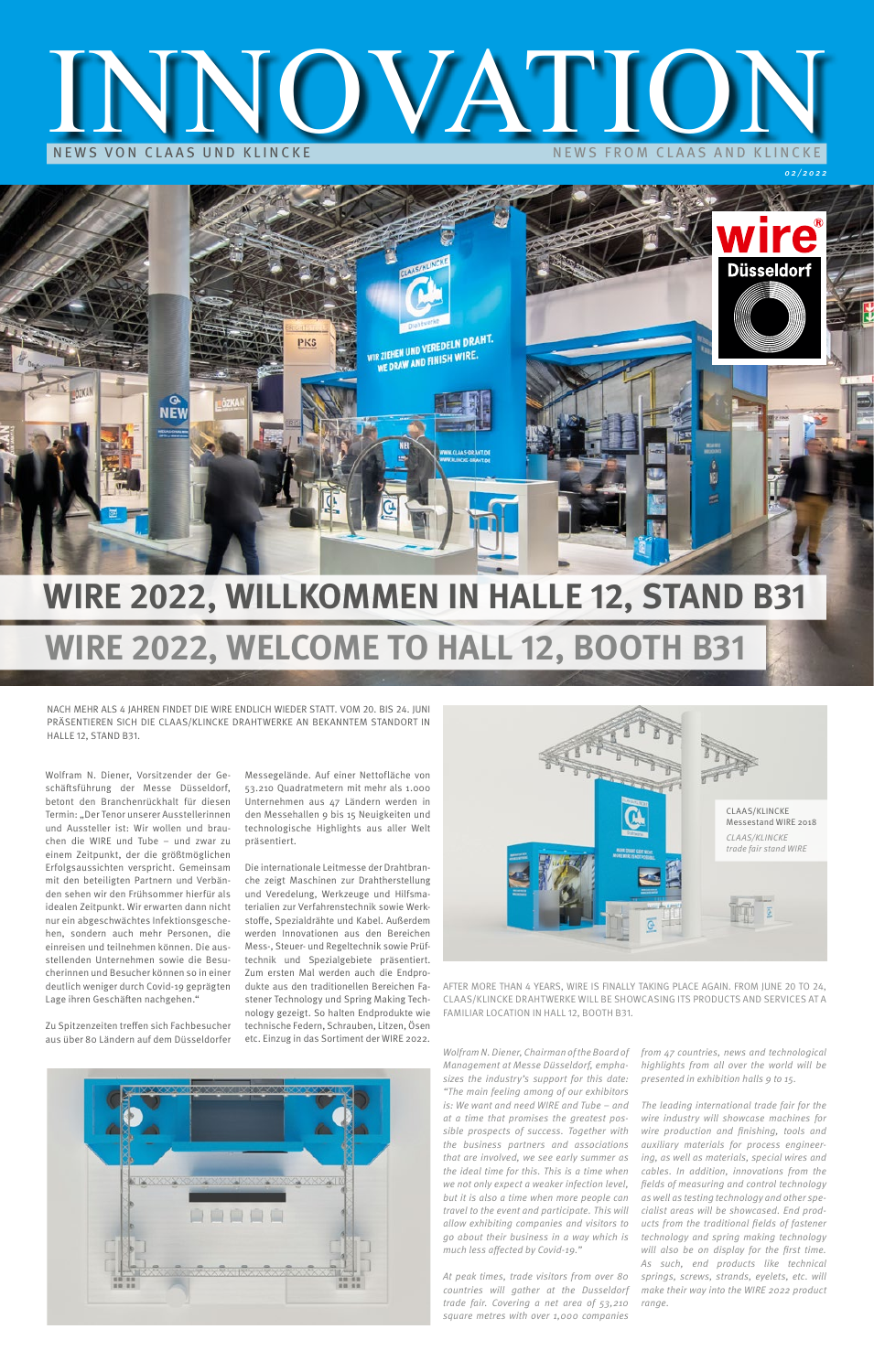# INNOVATION

NEWS VON CLAAS UND KLINCKE — NEWS FROM CLAAS AND KLINCKE

02/2022

## WIRE 2022, WILLKOMMEN IN HALLE 12, STAND B31

## WIRE 2022, WELCOME TO HALL 12, BOOTH B31

NACH MEHR ALS 4 JAHREN FINDET DIE WIRE ENDLICH WIEDER STATT. VOM 20. BIS 24. JUNI PRÄSENTIEREN SICH DIE CLAAS/KLINCKE DRAHTWERKE AN BEKANNTEM STANDORT IN HALLE 12, STAND B31.

Wolfram N. Diener, Vorsitzender der Geschäftsführung der Messe Düsseldorf, betont den Branchenrückhalt für diesen Termin: „Der Tenor unserer Ausstellerinnen und Aussteller ist: Wir wollen und brauchen die WIRE und Tube – und zwar zu einem Zeitpunkt, der die größtmöglichen Erfolgsaussichten verspricht. Gemeinsam mit den beteiligten Partnern und Verbänden sehen wir den Frühsommer hierfür als idealen Zeitpunkt. Wir erwarten dann nicht nur ein abgeschwächtes Infektionsgeschehen, sondern auch mehr Personen, die einreisen und teilnehmen können. Die ausstellenden Unternehmen sowie die Besucherinnen und Besucher können so in einer deutlich weniger durch Covid-19 geprägten Lage ihren Geschäften nachgehen."

Zu Spitzenzeiten treffen sich Fachbesucher aus über 80 Ländern auf dem Düsseldorfer Messegelände. Auf einer Nettofläche von 53.210 Quadratmetern mit mehr als 1.000 Unternehmen aus 47 Ländern werden in den Messehallen 9 bis 15 Neuigkeiten und technologische Highlights aus aller Welt präsentiert.

Die internationale Leitmesse der Drahtbranche zeigt Maschinen zur Drahtherstellung und Veredelung, Werkzeuge und Hilfsmaterialien zur Verfahrenstechnik sowie Werkstoffe, Spezialdrähte und Kabel. Außerdem werden Innovationen aus den Bereichen Mess-, Steuer- und Regeltechnik sowie Prüftechnik und Spezialgebiete präsentiert. Zum ersten Mal werden auch die Endprodukte aus den traditionellen Bereichen Fastener Technology und Spring Making Technology gezeigt. So halten Endprodukte wie technische Federn, Schrauben, Litzen, Ösen etc. Einzug in das Sortiment der WIRE 2022.

CLAAS/KLINCKE Messestand WIRE 2018

*CLAAS/KLINCKE trade fair stand WIRE*

AFTER MORE THAN 4 YEARS, WIRE IS FINALLY TAKING PLACE AGAIN. FROM JUNE 20 TO 24, CLAAS/KLINCKE DRAHTWERKE WILL BE SHOWCASING ITS PRODUCTS AND SERVICES AT A FAMILIAR LOCATION IN HALL 12, BOOTH B31.

*Wolfram N. Diener, Chairman of the Board of Management at Messe Düsseldorf, emphasizes the industry's support for this date: "The main feeling among of our exhibitors is: We want and need WIRE and Tube – and at a time that promises the greatest possible prospects of success. Together with the business partners and associations that are involved, we see early summer as the ideal time for this. This is a time when we not only expect a weaker infection level, but it is also a time when more people can travel to the event and participate. This will allow exhibiting companies and visitors to go about their business in a way which is much less affected by Covid-19."*

*At peak times, trade visitors from over 80 countries will gather at the Dusseldorf trade fair. Covering a net area of 53,210 square metres with over 1,000 companies from 47 countries, news and technological highlights from all over the world will be presented in exhibition halls 9 to 15.*

*The leading international trade fair for the wire industry will showcase machines for wire production and finishing, tools and auxiliary materials for process engineering, as well as materials, special wires and cables. In addition, innovations from the fields of measuring and control technology as well as testing technology and other specialist areas will be showcased. End products from the traditional fields of fastener technology and spring making technology will also be on display for the first time. As such, end products like technical springs, screws, strands, eyelets, etc. will make their way into the WIRE 2022 product range.*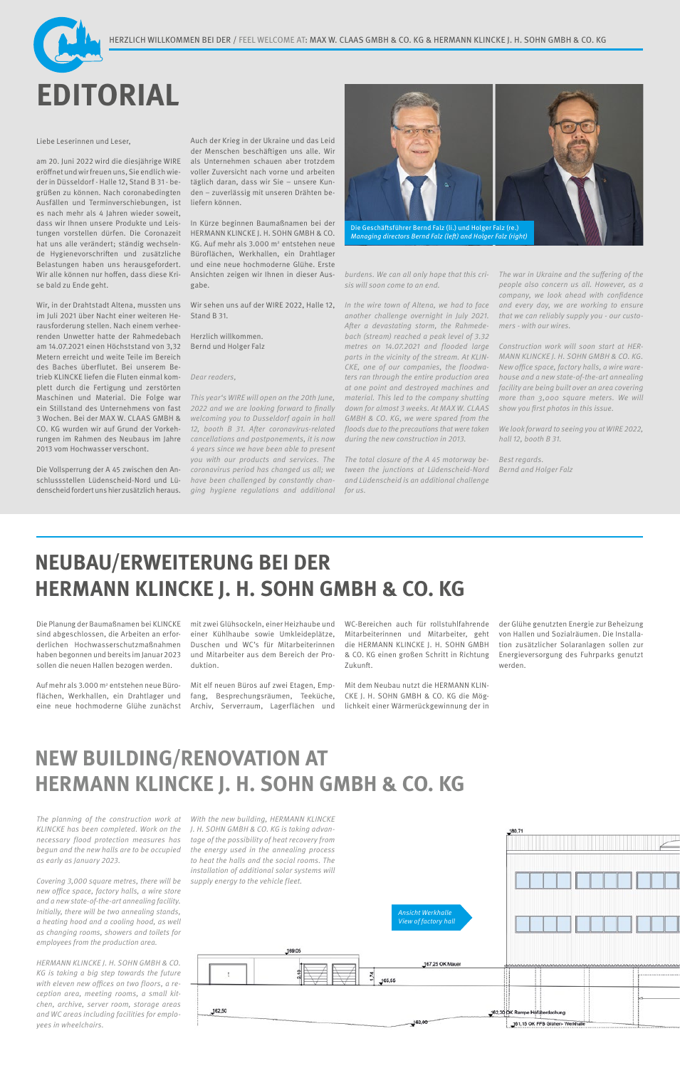HERZLICH WILLKOMMEN BEI DER / FEEL WELCOME AT: MAX W. CLAAS GMBH & CO. KG & HERMANN KLINCKE J. H. SOHN GMBH & CO. KG

# EDITORIAL

Liebe Leserinnen und Leser,

am 20. Juni 2022 wird die diesjährige WIRE eröffnet und wir freuen uns, Sie endlich wieder in Düsseldorf - Halle 12, Stand B 31 - begrüßen zu können. Nach coronabedingten Ausfällen und Terminverschiebungen, ist es nach mehr als 4 Jahren wieder soweit, dass wir Ihnen unsere Produkte und Leistungen vorstellen dürfen. Die Coronazeit hat uns alle verändert; ständig wechselnde Hygienevorschriften und zusätzliche Belastungen haben uns herausgefordert. Wir alle können nur hoffen, dass diese Krise bald zu Ende geht.

Wir, in der Drahtstadt Altena, mussten uns im Juli 2021 über Nacht einer weiteren Herausforderung stellen. Nach einem verheerenden Unwetter hatte der Rahmedebach am 14.07.2021 einen Höchststand von 3,32 Metern erreicht und weite Teile im Bereich des Baches überflutet. Bei unserem Betrieb KLINCKE liefen die Fluten einmal komplett durch die Fertigung und zerstörten Maschinen und Material. Die Folge war ein Stillstand des Unternehmens von fast 3 Wochen. Bei der MAX W. CLAAS GMBH & CO. KG wurden wir auf Grund der Vorkehrungen im Rahmen des Neubaus im Jahre 2013 vom Hochwasser verschont.

Die Vollsperrung der A 45 zwischen den Anschlussstellen Lüdenscheid-Nord und Lüdenscheid fordert uns hier zusätzlich heraus.

Auch der Krieg in der Ukraine und das Leid der Menschen beschäftigen uns alle. Wir als Unternehmen schauen aber trotzdem voller Zuversicht nach vorne und arbeiten täglich daran, dass wir Sie – unsere Kunden – zuverlässig mit unseren Drähten beliefern können.

In Kürze beginnen Baumaßnahmen bei der HERMANN KLINCKE J. H. SOHN GMBH & CO. KG. Auf mehr als 3.000 m² entstehen neue Büroflächen, Werkhallen, ein Drahtlager und eine neue hochmoderne Glühe. Erste Ansichten zeigen wir Ihnen in dieser Ausgabe.

Wir sehen uns auf der WIRE 2022, Halle 12, Stand B 31.

Herzlich willkommen.
Bernd und Holger Falz

*Dear readers,*

*This year's WIRE will open on the 20th June, 2022 and we are looking forward to finally welcoming you to Dusseldorf again in hall 12, booth B 31. After coronavirus-related cancellations and postponements, it is now 4 years since we have been able to present you with our products and services. The coronavirus period has changed us all; we have been challenged by constantly changing hygiene regulations and additional burdens. We can all only hope that this crisis will soon come to an end.*

*In the wire town of Altena, we had to face another challenge overnight in July 2021. After a devastating storm, the Rahmedebach (stream) reached a peak level of 3.32 metres on 14.07.2021 and flooded large parts in the vicinity of the stream. At KLINCKE, one of our companies, the floodwaters ran through the entire production area at one point and destroyed machines and material. This led to the company shutting down for almost 3 weeks. At MAX W. CLAAS GMBH & CO. KG, we were spared from the floods due to the precautions that were taken during the new construction in 2013.*

*The total closure of the A 45 motorway between the junctions at Lüdenscheid-Nord and Lüdenscheid is an additional challenge for us.*

*The war in Ukraine and the suffering of the people also concern us all. However, as a company, we look ahead with confidence and every day, we are working to ensure that we can reliably supply you - our customers - with our wires.*

*Construction work will soon start at HERMANN KLINCKE J. H. SOHN GMBH & CO. KG. New office space, factory halls, a wire warehouse and a new state-of-the-art annealing facility are being built over an area covering more than 3,000 square meters. We will show you first photos in this issue.*

*We look forward to seeing you at WIRE 2022, hall 12, booth B 31.*

*Best regards.*
*Bernd and Holger Falz*

Die Geschäftsführer Bernd Falz (li.) und Holger Falz (re.)
*Managing directors Bernd Falz (left) and Holger Falz (right)*

## NEUBAU/ERWEITERUNG BEI DER HERMANN KLINCKE J. H. SOHN GMBH & CO. KG

Die Planung der Baumaßnamen bei KLINCKE sind abgeschlossen, die Arbeiten an erforderlichen Hochwasserschutzmaßnahmen haben begonnen und bereits im Januar 2023 sollen die neuen Hallen bezogen werden.

Auf mehr als 3.000 m² entstehen neue Büroflächen, Werkhallen, ein Drahtlager und eine neue hochmoderne Glühe zunächst mit zwei Glühsockeln, einer Heizhaube und einer Kühlhaube sowie Umkleideplätze, Duschen und WC's für Mitarbeiterinnen und Mitarbeiter aus dem Bereich der Produktion.

Mit elf neuen Büros auf zwei Etagen, Empfang, Besprechungsräumen, Teeküche, Archiv, Serverraum, Lagerflächen und WC-Bereichen auch für rollstuhlfahrende Mitarbeiterinnen und Mitarbeiter, geht die HERMANN KLINCKE J. H. SOHN GMBH & CO. KG einen großen Schritt in Richtung Zukunft.

Mit dem Neubau nutzt die HERMANN KLINCKE J. H. SOHN GMBH & CO. KG die Möglichkeit einer Wärmerückgewinnung der in der Glühe genutzten Energie zur Beheizung von Hallen und Sozialräumen. Die Installation zusätzlicher Solaranlagen sollen zur Energieversorgung des Fuhrparks genutzt werden.

## NEW BUILDING/RENOVATION AT HERMANN KLINCKE J. H. SOHN GMBH & CO. KG

*The planning of the construction work at KLINCKE has been completed. Work on the necessary flood protection measures has begun and the new halls are to be occupied as early as January 2023.*

*Covering 3,000 square metres, there will be new office space, factory halls, a wire store and a new state-of-the-art annealing facility. Initially, there will be two annealing stands, a heating hood and a cooling hood, as well as changing rooms, showers and toilets for employees from the production area.*

*HERMANN KLINCKE J. H. SOHN GMBH & CO. KG is taking a big step towards the future with eleven new offices on two floors, a reception area, meeting rooms, a small kitchen, archive, server room, storage areas and WC areas including facilities for employees in wheelchairs.*

*With the new building, HERMANN KLINCKE J. H. SOHN GMBH & CO. KG is taking advantage of the possibility of heat recovery from the energy used in the annealing process to heat the halls and the social rooms. The installation of additional solar systems will supply energy to the vehicle fleet.*

Ansicht Werkhalle
*View of factory hall*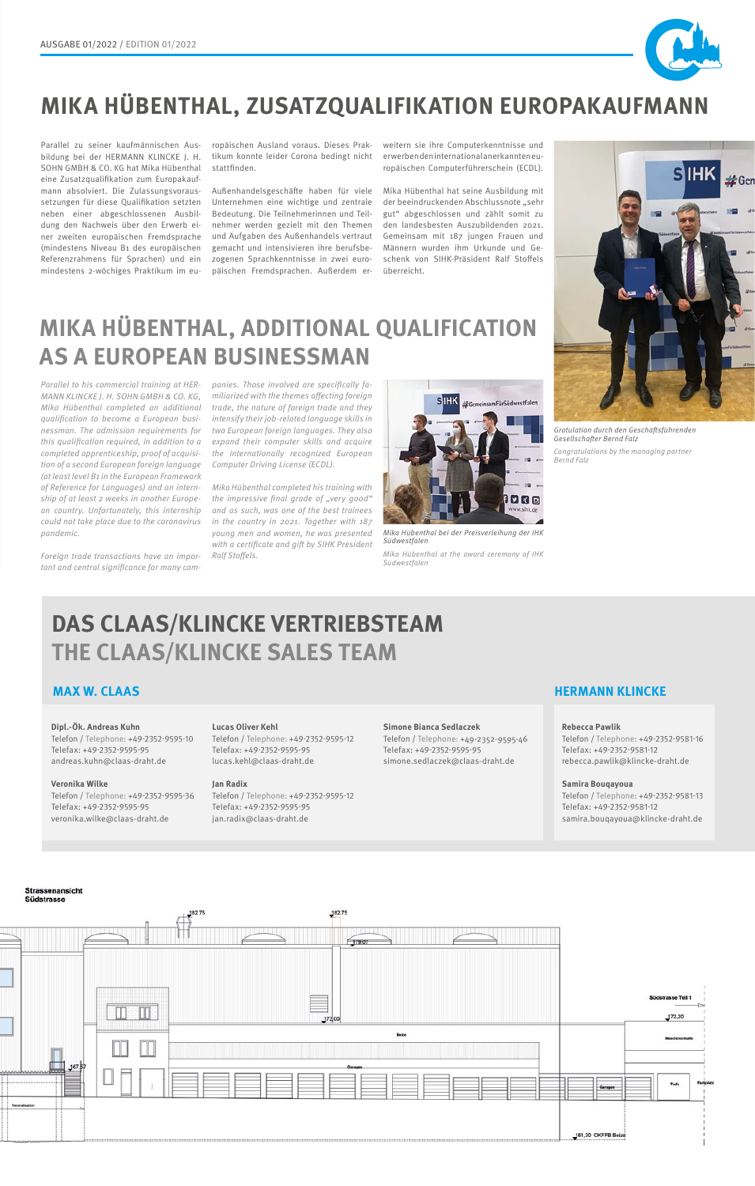# MIKA HÜBENTHAL, ZUSATZQUALIFIKATION EUROPAKAUFMANN

Parallel zu seiner kaufmännischen Ausbildung bei der HERMANN KLINCKE J. H. SOHN GMBH & CO. KG hat Mika Hübenthal eine Zusatzqualifikation zum Europakaufmann absolviert. Die Zulassungsvoraussetzungen für diese Qualifikation setzten neben einer abgeschlossenen Ausbildung den Nachweis über den Erwerb einer zweiten europäischen Fremdsprache (mindestens Niveau B1 des europäischen Referenzrahmens für Sprachen) und ein mindestens 2-wöchiges Praktikum im europäischen Ausland voraus. Dieses Praktikum konnte leider Corona bedingt nicht stattfinden.

Außenhandelsgeschäfte haben für viele Unternehmen eine wichtige und zentrale Bedeutung. Die Teilnehmerinnen und Teilnehmer werden gezielt mit den Themen und Aufgaben des Außenhandels vertraut gemacht und intensivieren ihre berufsbezogenen Sprachkenntnisse in zwei europäischen Fremdsprachen. Außerdem erweitern sie ihre Computerkenntnisse und erwerbenden international anerkannten europäischen Computerführerschein (ECDL).

Mika Hübenthal hat seine Ausbildung mit der beeindruckenden Abschlussnote „sehr gut" abgeschlossen und zählt somit zu den landesbesten Auszubildenden 2021. Gemeinsam mit 187 jungen Frauen und Männern wurden ihm Urkunde und Geschenk von SIHK-Präsident Ralf Stoffels überreicht.

Gratulation durch den Geschäftsführenden Gesellschafter Bernd Falz

*Congratulations by the managing partner Bernd Falz*

# MIKA HÜBENTHAL, ADDITIONAL QUALIFICATION AS A EUROPEAN BUSINESSMAN

*Parallel to his commercial training at HERMANN KLINCKE J. H. SOHN GMBH & CO. KG, Mika Hübenthal completed an additional qualification to become a European businessman. The admission requirements for this qualification required, in addition to a completed apprenticeship, proof of acquisition of a second European foreign language (at least level B1 in the European Framework of Reference for Languages) and an internship of at least 2 weeks in another European country. Unfortunately, this internship could not take place due to the coronavirus pandemic.*

*Foreign trade transactions have an important and central significance for many companies. Those involved are specifically familiarized with the themes affecting foreign trade, the nature of foreign trade and they intensify their job-related language skills in two European foreign languages. They also expand their computer skills and acquire the internationally recognized European Computer Driving License (ECDL).*

*Mika Hübenthal completed his training with the impressive final grade of „very good" and as such, was one of the best trainees in the country in 2021. Together with 187 young men and women, he was presented with a certificate and gift by SIHK President Ralf Stoffels.*

Mika Hübenthal bei der Preisverleihung der IHK Südwestfalen

*Mika Hübenthal at the award ceremony of IHK Südwestfalen*

# DAS CLAAS/KLINCKE VERTRIEBSTEAM
# THE CLAAS/KLINCKE SALES TEAM

## MAX W. CLAAS

**Dipl.-Ök. Andreas Kuhn**
Telefon / Telephone: +49-2352-9595-10
Telefax: +49-2352-9595-95
andreas.kuhn@claas-draht.de

**Veronika Wilke**
Telefon / Telephone: +49-2352-9595-36
Telefax: +49-2352-9595-95
veronika.wilke@claas-draht.de

**Lucas Oliver Kehl**
Telefon / Telephone: +49-2352-9595-12
Telefax: +49-2352-9595-95
lucas.kehl@claas-draht.de

**Jan Radix**
Telefon / Telephone: +49-2352-9595-12
Telefax: +49-2352-9595-95
jan.radix@claas-draht.de

**Simone Bianca Sedlaczek**
Telefon / Telephone: +49-2352-9595-46
Telefax: +49-2352-9595-95
simone.sedlaczek@claas-draht.de

## HERMANN KLINCKE

**Rebecca Pawlik**
Telefon / Telephone: +49-2352-9581-16
Telefax: +49-2352-9581-12
rebecca.pawlik@klincke-draht.de

**Samira Bouqayoua**
Telefon / Telephone: +49-2352-9581-13
Telefax: +49-2352-9581-12
samira.bouqayoua@klincke-draht.de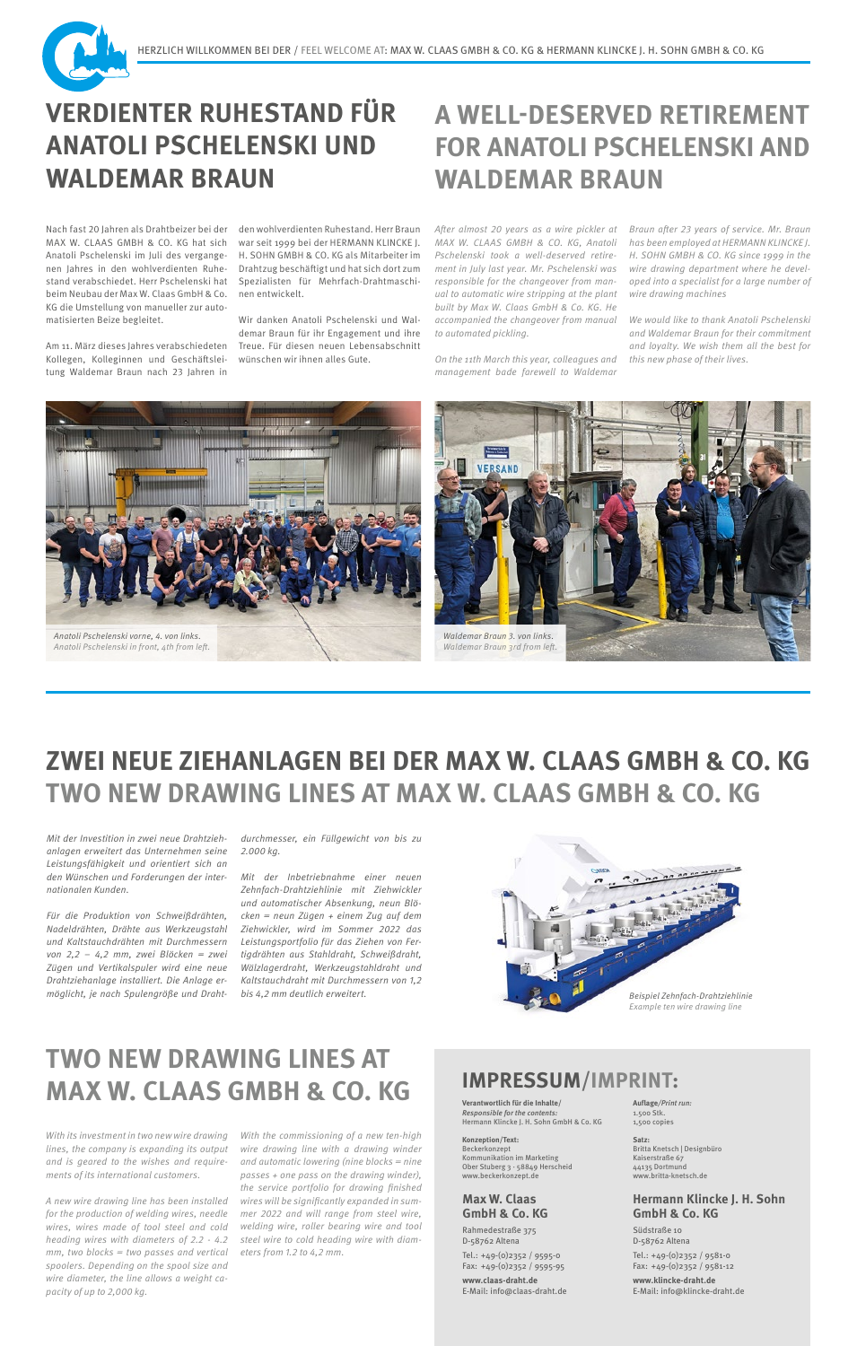# VERDIENTER RUHESTAND FÜR ANATOLI PSCHELENSKI UND WALDEMAR BRAUN

Nach fast 20 Jahren als Drahtbeizer bei der MAX W. CLAAS GMBH & CO. KG hat sich Anatoli Pschelenski im Juli des vergangenen Jahres in den wohlverdienten Ruhestand verabschiedet. Herr Pschelenski hat beim Neubau der Max W. Claas GmbH & Co. KG die Umstellung von manueller zur automatisierten Beize begleitet.

Am 11. März dieses Jahres verabschiedeten Kollegen, Kolleginnen und Geschäftsleitung Waldemar Braun nach 23 Jahren in den wohlverdienten Ruhestand. Herr Braun war seit 1999 bei der HERMANN KLINCKE J. H. SOHN GMBH & CO. KG als Mitarbeiter im Drahtzug beschäftigt und hat sich dort zum Spezialisten für Mehrfach-Drahtmaschinen entwickelt.

Wir danken Anatoli Pschelenski und Waldemar Braun für ihr Engagement und ihre Treue. Für diesen neuen Lebensabschnitt wünschen wir ihnen alles Gute.

# A WELL-DESERVED RETIREMENT FOR ANATOLI PSCHELENSKI AND WALDEMAR BRAUN

*After almost 20 years as a wire pickler at MAX W. CLAAS GMBH & CO. KG, Anatoli Pschelenski took a well-deserved retirement in July last year. Mr. Pschelenski was responsible for the changeover from manual to automatic wire stripping at the plant built by Max W. Claas GmbH & Co. KG. He accompanied the changeover from manual to automated pickling.*

*On the 11th March this year, colleagues and management bade farewell to Waldemar Braun after 23 years of service. Mr. Braun has been employed at HERMANN KLINCKE J. H. SOHN GMBH & CO. KG since 1999 in the wire drawing department where he developed into a specialist for a large number of wire drawing machines*

*We would like to thank Anatoli Pschelenski and Waldemar Braun for their commitment and loyalty. We wish them all the best for this new phase of their lives.*

*Anatoli Pschelenski vorne, 4. von links.*
*Anatoli Pschelenski in front, 4th from left.*

*Waldemar Braun 3. von links.*
*Waldemar Braun 3rd from left.*

# ZWEI NEUE ZIEHANLAGEN BEI DER MAX W. CLAAS GMBH & CO. KG

## TWO NEW DRAWING LINES AT MAX W. CLAAS GMBH & CO. KG

*Mit der Investition in zwei neue Drahtziehanlagen erweitert das Unternehmen seine Leistungsfähigkeit und orientiert sich an den Wünschen und Forderungen der internationalen Kunden.*

*Für die Produktion von Schweißdrähten, Nadeldrähten, Drähte aus Werkzeugstahl und Kaltstauchdrähten mit Durchmessern von 2,2 – 4,2 mm, zwei Blöcken = zwei Zügen und Vertikalspuler wird eine neue Drahtziehanlage installiert. Die Anlage ermöglicht, je nach Spulengröße und Drahtdurchmesser, ein Füllgewicht von bis zu 2.000 kg.*

*Mit der Inbetriebnahme einer neuen Zehnfach-Drahtziehlinie mit Ziehwickler und automatischer Absenkung, neun Blöcken = neun Zügen + einem Zug auf dem Ziehwickler, wird im Sommer 2022 das Leistungsportfolio für das Ziehen von Fertigdrähten aus Stahldraht, Schweißdraht, Wälzlagerdraht, Werkzeugstahldraht und Kaltstauchdraht mit Durchmessern von 1,2 bis 4,2 mm deutlich erweitert.*

*Beispiel Zehnfach-Drahtziehlinie*
*Example ten wire drawing line*

# TWO NEW DRAWING LINES AT MAX W. CLAAS GMBH & CO. KG

*With its investment in two new wire drawing lines, the company is expanding its output and is geared to the wishes and requirements of its international customers.*

*A new wire drawing line has been installed for the production of welding wires, needle wires, wires made of tool steel and cold heading wires with diameters of 2.2 - 4.2 mm, two blocks = two passes and vertical spoolers. Depending on the spool size and wire diameter, the line allows a weight capacity of up to 2,000 kg.*

*With the commissioning of a new ten-high wire drawing line with a drawing winder and automatic lowering (nine blocks = nine passes + one pass on the drawing winder), the service portfolio for drawing finished wires will be significantly expanded in summer 2022 and will range from steel wire, welding wire, roller bearing wire and tool steel wire to cold heading wire with diameters from 1.2 to 4,2 mm.*

## IMPRESSUM/IMPRINT:

**Verantwortlich für die Inhalte/** ***Responsible for the contents:***
Hermann Klincke J. H. Sohn GmbH & Co. KG

**Konzeption/Text:**
Beckerkonzept
Kommunikation im Marketing
Ober Stuberg 3 · 58849 Herscheid
www.beckerkonzept.de

**Auflage/*Print run:***
1.500 Stk.
1,500 copies

**Satz:**
Britta Knetsch | Designbüro
Kaiserstraße 67
44135 Dortmund
www.britta-knetsch.de

### Max W. Claas GmbH & Co. KG

Rahmedestraße 375
D-58762 Altena

Tel.: +49-(0)2352 / 9595-0
Fax: +49-(0)2352 / 9595-95

**www.claas-draht.de**
E-Mail: info@claas-draht.de

### Hermann Klincke J. H. Sohn GmbH & Co. KG

Südstraße 10
D-58762 Altena

Tel.: +49-(0)2352 / 9581-0
Fax: +49-(0)2352 / 9581-12

**www.klincke-draht.de**
E-Mail: info@klincke-draht.de